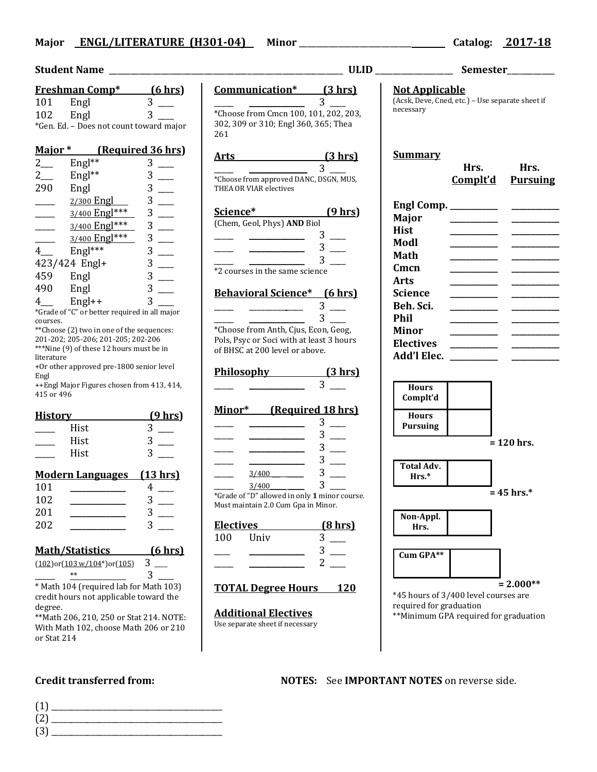**Major** ENGL/LITERATURE (H301-04) **Minor** ______________ **Catalog:** 2017-18

**Student Name** ______________ **ULID** __________ **Semester**__________

**Freshman Comp*** **(6 hrs)**

| | | | |
|---|---|---|---|
| 101 | Engl | 3 | ___ |
| 102 | Engl | 3 | ___ |

*Gen. Ed. – Does not count toward major

**Major *** **(Required 36 hrs)**

| | | | |
|---|---|---|---|
| 2___ | Engl** | 3 | ___ |
| 2___ | Engl** | 3 | ___ |
| 290 | Engl | 3 | ___ |
| ____ | 2/300 Engl | 3 | ___ |
| ____ | 3/400 Engl*** | 3 | ___ |
| ____ | 3/400 Engl*** | 3 | ___ |
| ____ | 3/400 Engl*** | 3 | ___ |
| 4___ | Engl*** | 3 | ___ |
| 423/424 | Engl+ | 3 | ___ |
| 459 | Engl | 3 | ___ |
| 490 | Engl | 3 | ___ |
| 4___ | Engl++ | 3 | ___ |

*Grade of "C" or better required in all major courses.
**Choose (2) two in one of the sequences: 201-202; 205-206; 201-205; 202-206
***Nine (9) of these 12 hours must be in literature
+Or other approved pre-1800 senior level Engl
++Engl Major Figures chosen from 413, 414, 415 or 496

**History** **(9 hrs)**

| | | | |
|---|---|---|---|
| ____ | Hist | 3 | ___ |
| ____ | Hist | 3 | ___ |
| ____ | Hist | 3 | ___ |

**Modern Languages** **(13 hrs)**

| | | | |
|---|---|---|---|
| 101 | ________ | 4 | ___ |
| 102 | ________ | 3 | ___ |
| 201 | ________ | 3 | ___ |
| 202 | ________ | 3 | ___ |

**Math/Statistics** **(6 hrs)**

| | | | |
|---|---|---|---|
| (102)or(103 w/104*)or(105) | | 3 | ___ |
| ____ | ** | 3 | ___ |

* Math 104 (required lab for Math 103) credit hours not applicable toward the degree.
**Math 206, 210, 250 or Stat 214. NOTE: With Math 102, choose Math 206 or 210 or Stat 214

**Communication*** **(3 hrs)**

____ ________ 3 ___

*Choose from Cmcn 100, 101, 202, 203, 302, 309 or 310; Engl 360, 365; Thea 261

**Arts** **(3 hrs)**

____ ________ 3 ___

*Choose from approved DANC, DSGN, MUS, THEA OR VIAR electives

**Science*** **(9 hrs)**

(Chem, Geol, Phys) **AND** Biol

| | | | |
|---|---|---|---|
| ____ | ________ | 3 | ___ |
| ____ | ________ | 3 | ___ |
| ____ | ________ | 3 | ___ |

*2 courses in the same science

**Behavioral Science*** **(6 hrs)**

| | | | |
|---|---|---|---|
| ____ | ________ | 3 | ___ |
| ____ | ________ | 3 | ___ |

*Choose from Anth, Cjus, Econ, Geog, Pols, Psyc or Soci with at least 3 hours of BHSC at 200 level or above.

**Philosophy** **(3 hrs)**

____ ________ 3 ___

**Minor*** **(Required 18 hrs)**

| | | | |
|---|---|---|---|
| ____ | ________ | 3 | ___ |
| ____ | ________ | 3 | ___ |
| ____ | ________ | 3 | ___ |
| ____ | ________ | 3 | ___ |
| ____ | 3/400 ____ | 3 | ___ |
| ____ | 3/400 ____ | 3 | ___ |

*Grade of "D" allowed in only **1** minor course. Must maintain 2.0 Cum Gpa in Minor.

**Electives** **(8 hrs)**

| | | | |
|---|---|---|---|
| 100 | Univ | 3 | ___ |
| ____ | ________ | 3 | ___ |
| ____ | ________ | 2 | ___ |

**TOTAL Degree Hours** **120**

**Additional Electives**

Use separate sheet if necessary

**Not Applicable**

(Acsk, Deve, Cned, etc.) – Use separate sheet if necessary

**Summary**

| | Hrs. Complt'd | Hrs. Pursuing |
|---|---|---|
| **Engl Comp.** | | |
| **Major** | | |
| **Hist** | | |
| **Modl** | | |
| **Math** | | |
| **Cmcn** | | |
| **Arts** | | |
| **Science** | | |
| **Beh. Sci.** | | |
| **Phil** | | |
| **Minor** | | |
| **Electives** | | |
| **Add'l Elec.** | | |

| | |
|---|---|
| **Hours Complt'd** | |
| **Hours Pursuing** | |

**= 120 hrs.**

| | |
|---|---|
| **Total Adv. Hrs.*** | |

**= 45 hrs.***

| | |
|---|---|
| **Non-Appl. Hrs.** | |

| | |
|---|---|
| **Cum GPA**** | |

**= 2.000****

*45 hours of 3/400 level courses are required for graduation
**Minimum GPA required for graduation

**Credit transferred from:**

(1) ______________
(2) ______________
(3) ______________

**NOTES:** See **IMPORTANT NOTES** on reverse side.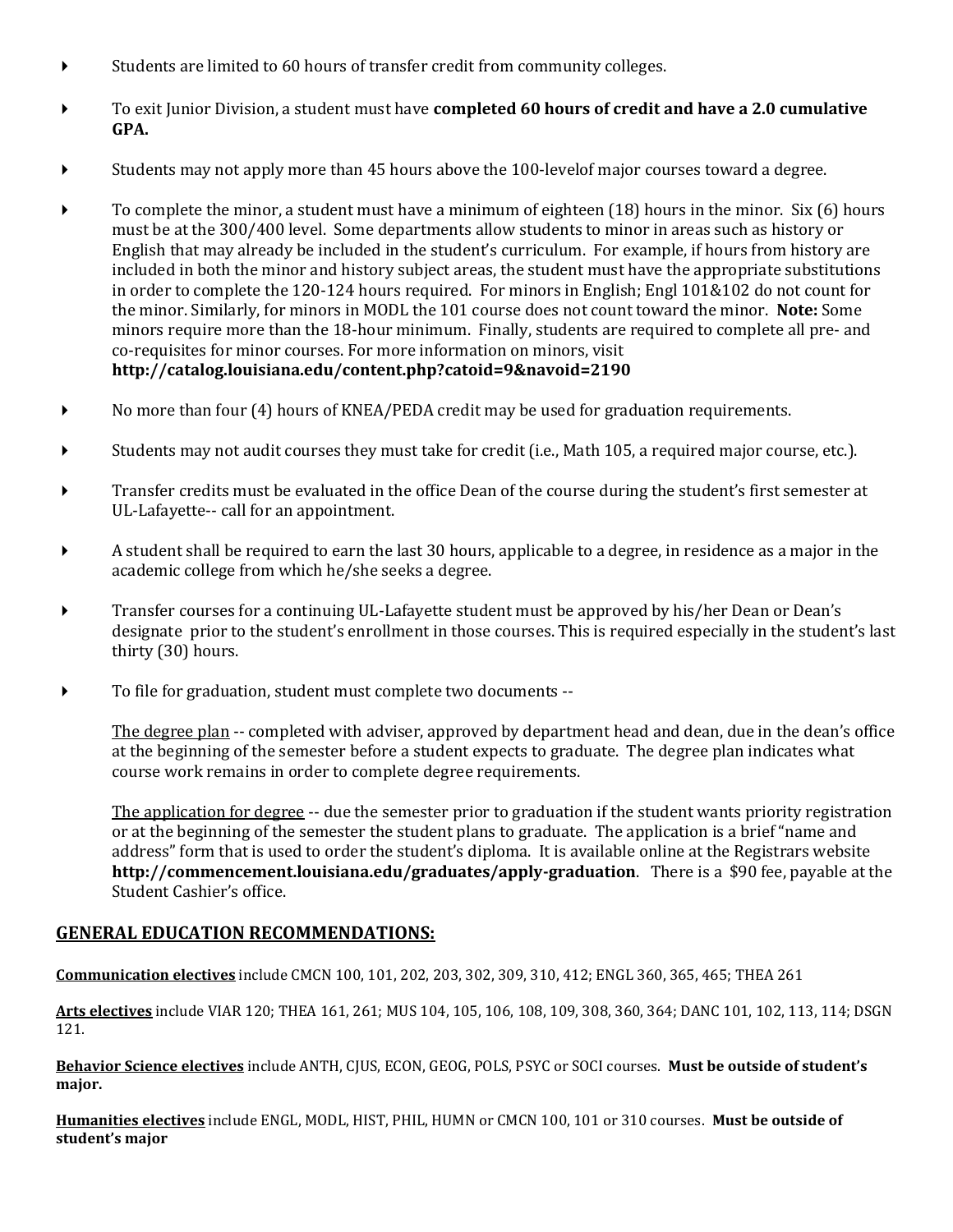- Students are limited to 60 hours of transfer credit from community colleges.
- To exit Junior Division, a student must have **completed 60 hours of credit and have a 2.0 cumulative GPA.**
- Students may not apply more than 45 hours above the 100-levelof major courses toward a degree.
- To complete the minor, a student must have a minimum of eighteen (18) hours in the minor. Six (6) hours must be at the 300/400 level. Some departments allow students to minor in areas such as history or English that may already be included in the student's curriculum. For example, if hours from history are included in both the minor and history subject areas, the student must have the appropriate substitutions in order to complete the 120-124 hours required. For minors in English; Engl 101&102 do not count for the minor. Similarly, for minors in MODL the 101 course does not count toward the minor. **Note:** Some minors require more than the 18-hour minimum. Finally, students are required to complete all pre- and co-requisites for minor courses. For more information on minors, visit **http://catalog.louisiana.edu/content.php?catoid=9&navoid=2190**
- No more than four (4) hours of KNEA/PEDA credit may be used for graduation requirements.
- Students may not audit courses they must take for credit (i.e., Math 105, a required major course, etc.).
- Transfer credits must be evaluated in the office Dean of the course during the student's first semester at UL-Lafayette-- call for an appointment.
- A student shall be required to earn the last 30 hours, applicable to a degree, in residence as a major in the academic college from which he/she seeks a degree.
- Transfer courses for a continuing UL-Lafayette student must be approved by his/her Dean or Dean's designate prior to the student's enrollment in those courses. This is required especially in the student's last thirty (30) hours.
- To file for graduation, student must complete two documents --

  The degree plan -- completed with adviser, approved by department head and dean, due in the dean's office at the beginning of the semester before a student expects to graduate. The degree plan indicates what course work remains in order to complete degree requirements.

  The application for degree -- due the semester prior to graduation if the student wants priority registration or at the beginning of the semester the student plans to graduate. The application is a brief "name and address" form that is used to order the student's diploma. It is available online at the Registrars website **http://commencement.louisiana.edu/graduates/apply-graduation**. There is a $90 fee, payable at the Student Cashier's office.

## GENERAL EDUCATION RECOMMENDATIONS:

**Communication electives** include CMCN 100, 101, 202, 203, 302, 309, 310, 412; ENGL 360, 365, 465; THEA 261

**Arts electives** include VIAR 120; THEA 161, 261; MUS 104, 105, 106, 108, 109, 308, 360, 364; DANC 101, 102, 113, 114; DSGN 121.

**Behavior Science electives** include ANTH, CJUS, ECON, GEOG, POLS, PSYC or SOCI courses. **Must be outside of student's major.**

**Humanities electives** include ENGL, MODL, HIST, PHIL, HUMN or CMCN 100, 101 or 310 courses. **Must be outside of student's major**